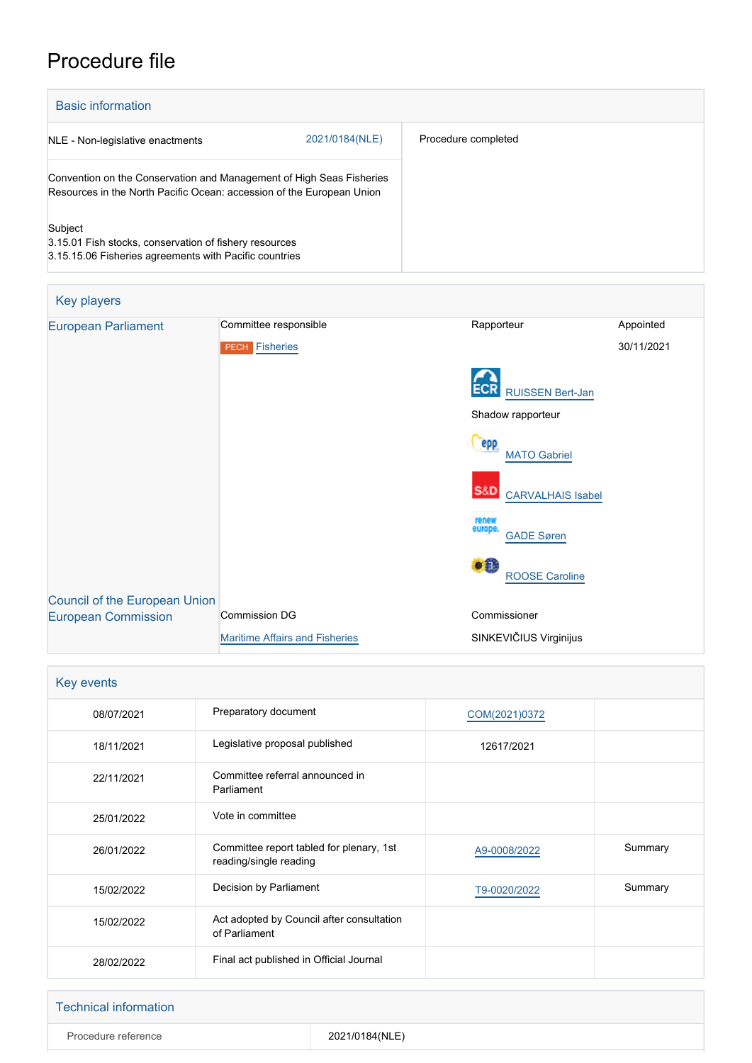# Procedure file

## Basic information

| | | |
|---|---|---|
| NLE - Non-legislative enactments | 2021/0184(NLE) | Procedure completed |
| Convention on the Conservation and Management of High Seas Fisheries Resources in the North Pacific Ocean: accession of the European Union<br><br>Subject<br>3.15.01 Fish stocks, conservation of fishery resources<br>3.15.15.06 Fisheries agreements with Pacific countries | | |

## Key players

| | | | |
|---|---|---|---|
| European Parliament | Committee responsible | Rapporteur | Appointed |
| | PECH Fisheries | | 30/11/2021 |
| | | ECR RUISSEN Bert-Jan | |
| | | Shadow rapporteur | |
| | | EPP MATO Gabriel | |
| | | S&D CARVALHAIS Isabel | |
| | | Renew Europe GADE Søren | |
| | | Greens/EFA ROOSE Caroline | |
| Council of the European Union | | | |
| European Commission | Commission DG | Commissioner | |
| | Maritime Affairs and Fisheries | SINKEVIČIUS Virginijus | |

## Key events

| | | | |
|---|---|---|---|
| 08/07/2021 | Preparatory document | COM(2021)0372 | |
| 18/11/2021 | Legislative proposal published | 12617/2021 | |
| 22/11/2021 | Committee referral announced in Parliament | | |
| 25/01/2022 | Vote in committee | | |
| 26/01/2022 | Committee report tabled for plenary, 1st reading/single reading | A9-0008/2022 | Summary |
| 15/02/2022 | Decision by Parliament | T9-0020/2022 | Summary |
| 15/02/2022 | Act adopted by Council after consultation of Parliament | | |
| 28/02/2022 | Final act published in Official Journal | | |

## Technical information

| | |
|---|---|
| Procedure reference | 2021/0184(NLE) |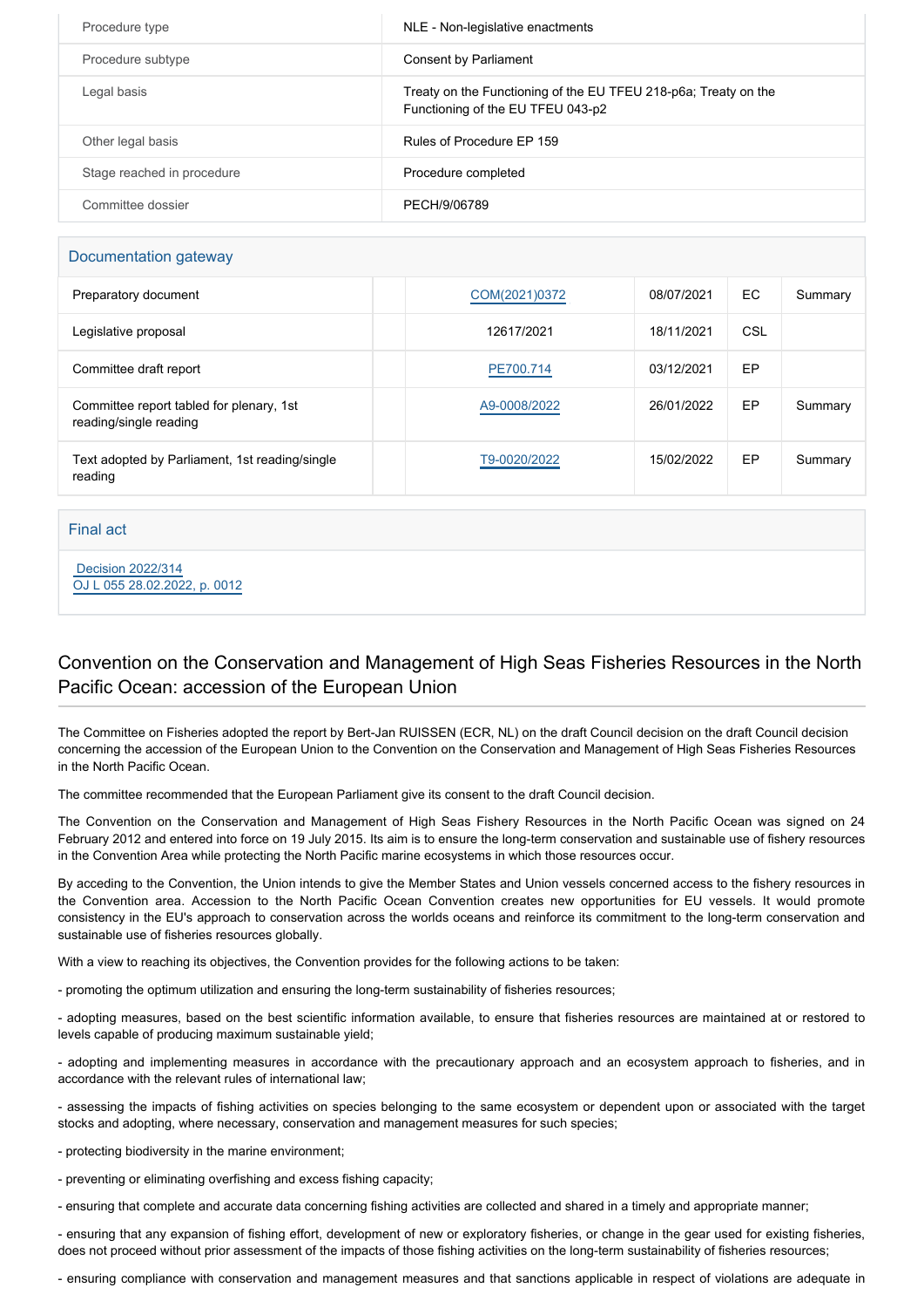| | |
|---|---|
| Procedure type | NLE - Non-legislative enactments |
| Procedure subtype | Consent by Parliament |
| Legal basis | Treaty on the Functioning of the EU TFEU 218-p6a; Treaty on the Functioning of the EU TFEU 043-p2 |
| Other legal basis | Rules of Procedure EP 159 |
| Stage reached in procedure | Procedure completed |
| Committee dossier | PECH/9/06789 |

## Documentation gateway

| | | | | | |
|---|---|---|---|---|---|
| Preparatory document | | COM(2021)0372 | 08/07/2021 | EC | Summary |
| Legislative proposal | | 12617/2021 | 18/11/2021 | CSL | |
| Committee draft report | | PE700.714 | 03/12/2021 | EP | |
| Committee report tabled for plenary, 1st reading/single reading | | A9-0008/2022 | 26/01/2022 | EP | Summary |
| Text adopted by Parliament, 1st reading/single reading | | T9-0020/2022 | 15/02/2022 | EP | Summary |

## Final act

Decision 2022/314
OJ L 055 28.02.2022, p. 0012

## Convention on the Conservation and Management of High Seas Fisheries Resources in the North Pacific Ocean: accession of the European Union

The Committee on Fisheries adopted the report by Bert-Jan RUISSEN (ECR, NL) on the draft Council decision on the draft Council decision concerning the accession of the European Union to the Convention on the Conservation and Management of High Seas Fisheries Resources in the North Pacific Ocean.

The committee recommended that the European Parliament give its consent to the draft Council decision.

The Convention on the Conservation and Management of High Seas Fishery Resources in the North Pacific Ocean was signed on 24 February 2012 and entered into force on 19 July 2015. Its aim is to ensure the long-term conservation and sustainable use of fishery resources in the Convention Area while protecting the North Pacific marine ecosystems in which those resources occur.

By acceding to the Convention, the Union intends to give the Member States and Union vessels concerned access to the fishery resources in the Convention area. Accession to the North Pacific Ocean Convention creates new opportunities for EU vessels. It would promote consistency in the EU's approach to conservation across the worlds oceans and reinforce its commitment to the long-term conservation and sustainable use of fisheries resources globally.

With a view to reaching its objectives, the Convention provides for the following actions to be taken:

- promoting the optimum utilization and ensuring the long-term sustainability of fisheries resources;

- adopting measures, based on the best scientific information available, to ensure that fisheries resources are maintained at or restored to levels capable of producing maximum sustainable yield;

- adopting and implementing measures in accordance with the precautionary approach and an ecosystem approach to fisheries, and in accordance with the relevant rules of international law;

- assessing the impacts of fishing activities on species belonging to the same ecosystem or dependent upon or associated with the target stocks and adopting, where necessary, conservation and management measures for such species;

- protecting biodiversity in the marine environment;

- preventing or eliminating overfishing and excess fishing capacity;

- ensuring that complete and accurate data concerning fishing activities are collected and shared in a timely and appropriate manner;

- ensuring that any expansion of fishing effort, development of new or exploratory fisheries, or change in the gear used for existing fisheries, does not proceed without prior assessment of the impacts of those fishing activities on the long-term sustainability of fisheries resources;

- ensuring compliance with conservation and management measures and that sanctions applicable in respect of violations are adequate in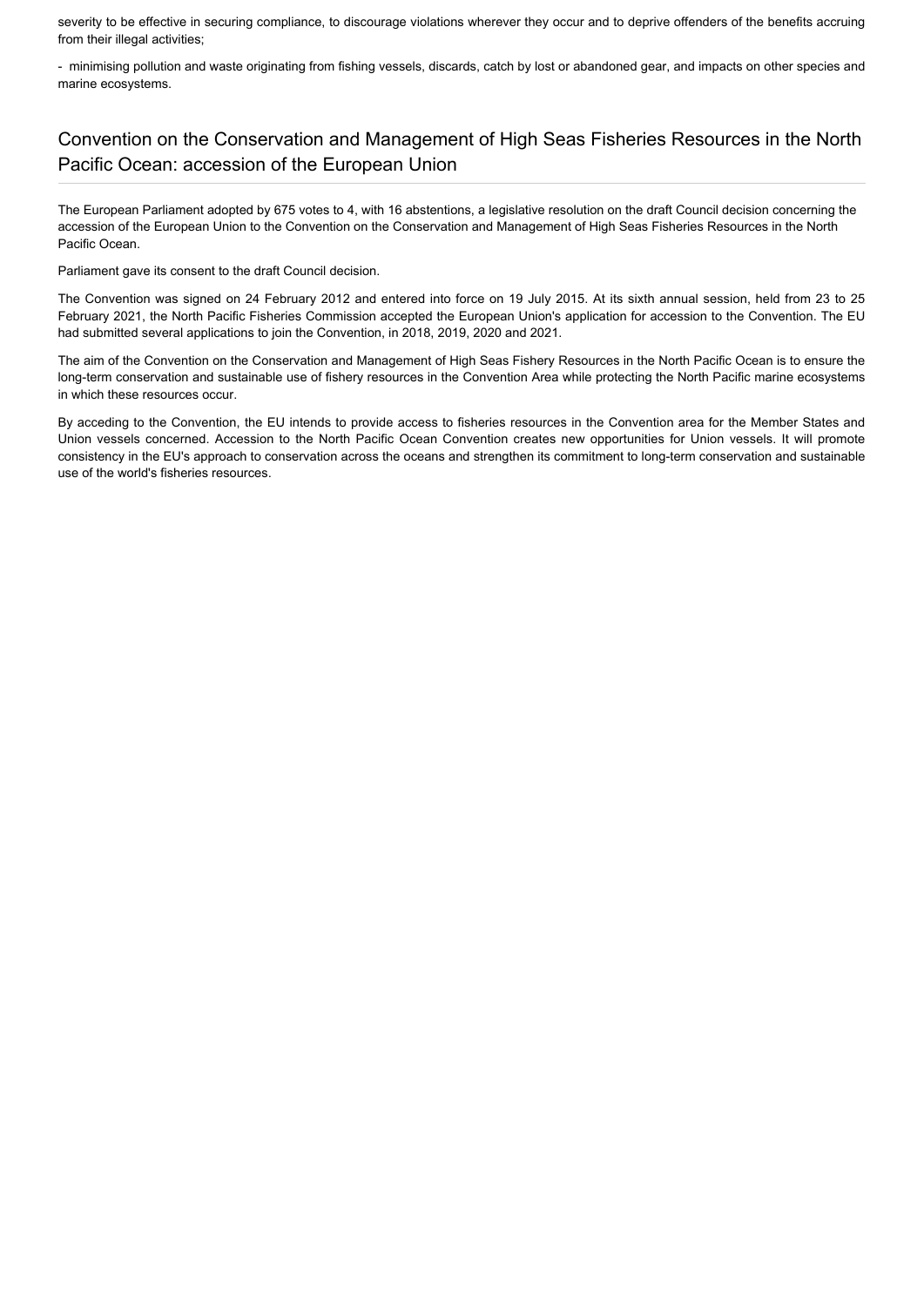severity to be effective in securing compliance, to discourage violations wherever they occur and to deprive offenders of the benefits accruing from their illegal activities;

- minimising pollution and waste originating from fishing vessels, discards, catch by lost or abandoned gear, and impacts on other species and marine ecosystems.

## Convention on the Conservation and Management of High Seas Fisheries Resources in the North Pacific Ocean: accession of the European Union

The European Parliament adopted by 675 votes to 4, with 16 abstentions, a legislative resolution on the draft Council decision concerning the accession of the European Union to the Convention on the Conservation and Management of High Seas Fisheries Resources in the North Pacific Ocean.

Parliament gave its consent to the draft Council decision.

The Convention was signed on 24 February 2012 and entered into force on 19 July 2015. At its sixth annual session, held from 23 to 25 February 2021, the North Pacific Fisheries Commission accepted the European Union's application for accession to the Convention. The EU had submitted several applications to join the Convention, in 2018, 2019, 2020 and 2021.

The aim of the Convention on the Conservation and Management of High Seas Fishery Resources in the North Pacific Ocean is to ensure the long-term conservation and sustainable use of fishery resources in the Convention Area while protecting the North Pacific marine ecosystems in which these resources occur.

By acceding to the Convention, the EU intends to provide access to fisheries resources in the Convention area for the Member States and Union vessels concerned. Accession to the North Pacific Ocean Convention creates new opportunities for Union vessels. It will promote consistency in the EU's approach to conservation across the oceans and strengthen its commitment to long-term conservation and sustainable use of the world's fisheries resources.